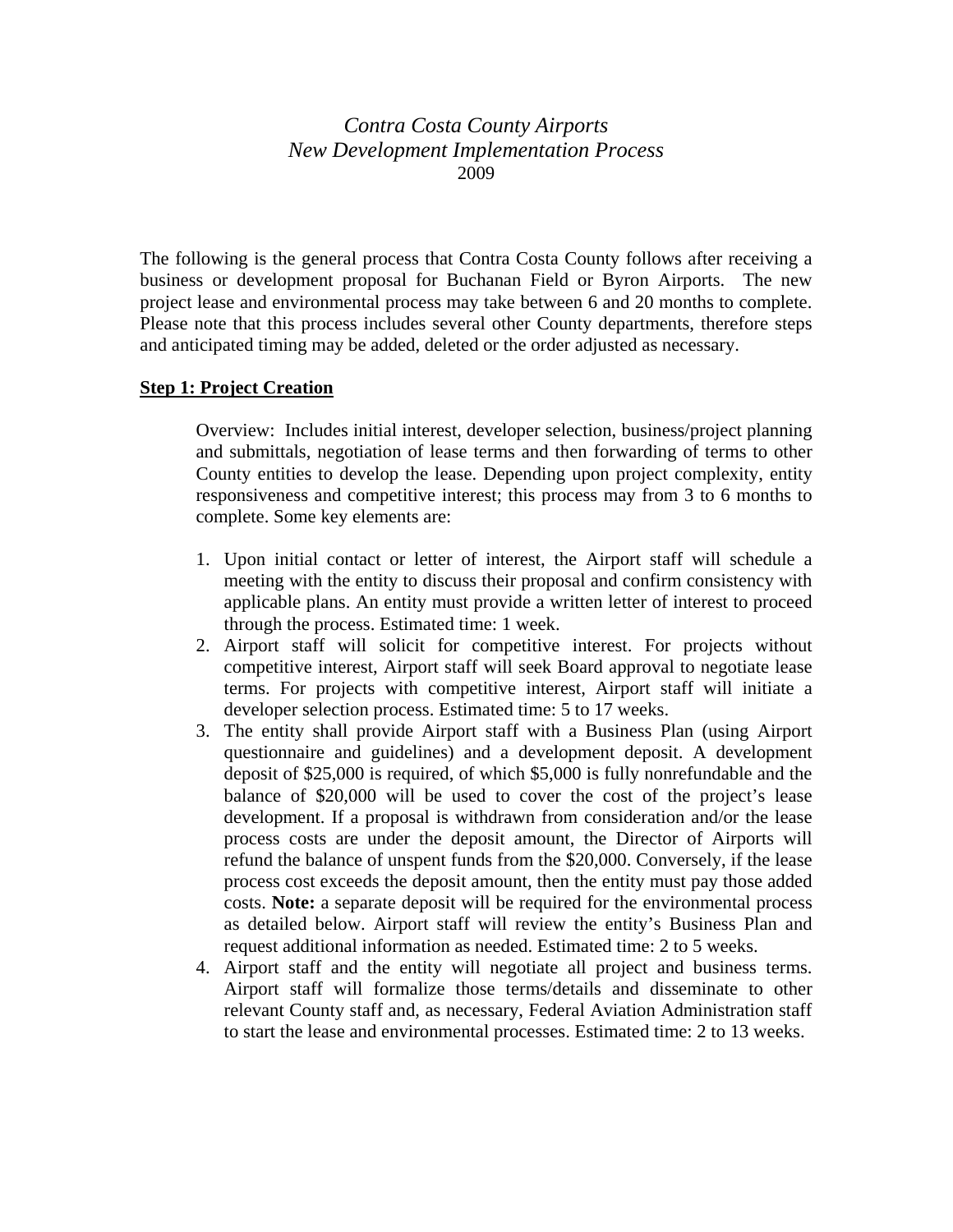*Contra Costa County Airports*
*New Development Implementation Process*
2009

The following is the general process that Contra Costa County follows after receiving a business or development proposal for Buchanan Field or Byron Airports. The new project lease and environmental process may take between 6 and 20 months to complete. Please note that this process includes several other County departments, therefore steps and anticipated timing may be added, deleted or the order adjusted as necessary.

## Step 1: Project Creation

Overview: Includes initial interest, developer selection, business/project planning and submittals, negotiation of lease terms and then forwarding of terms to other County entities to develop the lease. Depending upon project complexity, entity responsiveness and competitive interest; this process may from 3 to 6 months to complete. Some key elements are:

1. Upon initial contact or letter of interest, the Airport staff will schedule a meeting with the entity to discuss their proposal and confirm consistency with applicable plans. An entity must provide a written letter of interest to proceed through the process. Estimated time: 1 week.
2. Airport staff will solicit for competitive interest. For projects without competitive interest, Airport staff will seek Board approval to negotiate lease terms. For projects with competitive interest, Airport staff will initiate a developer selection process. Estimated time: 5 to 17 weeks.
3. The entity shall provide Airport staff with a Business Plan (using Airport questionnaire and guidelines) and a development deposit. A development deposit of $25,000 is required, of which $5,000 is fully nonrefundable and the balance of $20,000 will be used to cover the cost of the project's lease development. If a proposal is withdrawn from consideration and/or the lease process costs are under the deposit amount, the Director of Airports will refund the balance of unspent funds from the $20,000. Conversely, if the lease process cost exceeds the deposit amount, then the entity must pay those added costs. **Note:** a separate deposit will be required for the environmental process as detailed below. Airport staff will review the entity's Business Plan and request additional information as needed. Estimated time: 2 to 5 weeks.
4. Airport staff and the entity will negotiate all project and business terms. Airport staff will formalize those terms/details and disseminate to other relevant County staff and, as necessary, Federal Aviation Administration staff to start the lease and environmental processes. Estimated time: 2 to 13 weeks.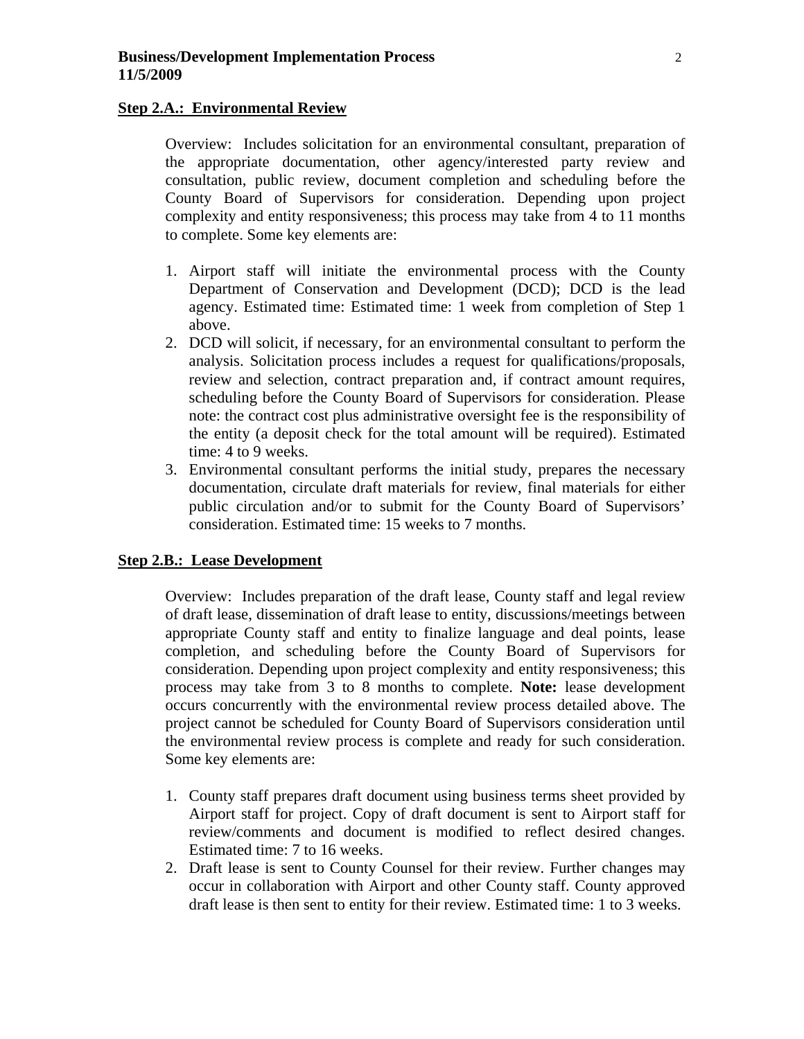## Step 2.A.: Environmental Review

Overview: Includes solicitation for an environmental consultant, preparation of the appropriate documentation, other agency/interested party review and consultation, public review, document completion and scheduling before the County Board of Supervisors for consideration. Depending upon project complexity and entity responsiveness; this process may take from 4 to 11 months to complete. Some key elements are:

1. Airport staff will initiate the environmental process with the County Department of Conservation and Development (DCD); DCD is the lead agency. Estimated time: Estimated time: 1 week from completion of Step 1 above.
2. DCD will solicit, if necessary, for an environmental consultant to perform the analysis. Solicitation process includes a request for qualifications/proposals, review and selection, contract preparation and, if contract amount requires, scheduling before the County Board of Supervisors for consideration. Please note: the contract cost plus administrative oversight fee is the responsibility of the entity (a deposit check for the total amount will be required). Estimated time: 4 to 9 weeks.
3. Environmental consultant performs the initial study, prepares the necessary documentation, circulate draft materials for review, final materials for either public circulation and/or to submit for the County Board of Supervisors' consideration. Estimated time: 15 weeks to 7 months.

## Step 2.B.: Lease Development

Overview: Includes preparation of the draft lease, County staff and legal review of draft lease, dissemination of draft lease to entity, discussions/meetings between appropriate County staff and entity to finalize language and deal points, lease completion, and scheduling before the County Board of Supervisors for consideration. Depending upon project complexity and entity responsiveness; this process may take from 3 to 8 months to complete. **Note:** lease development occurs concurrently with the environmental review process detailed above. The project cannot be scheduled for County Board of Supervisors consideration until the environmental review process is complete and ready for such consideration. Some key elements are:

1. County staff prepares draft document using business terms sheet provided by Airport staff for project. Copy of draft document is sent to Airport staff for review/comments and document is modified to reflect desired changes. Estimated time: 7 to 16 weeks.
2. Draft lease is sent to County Counsel for their review. Further changes may occur in collaboration with Airport and other County staff. County approved draft lease is then sent to entity for their review. Estimated time: 1 to 3 weeks.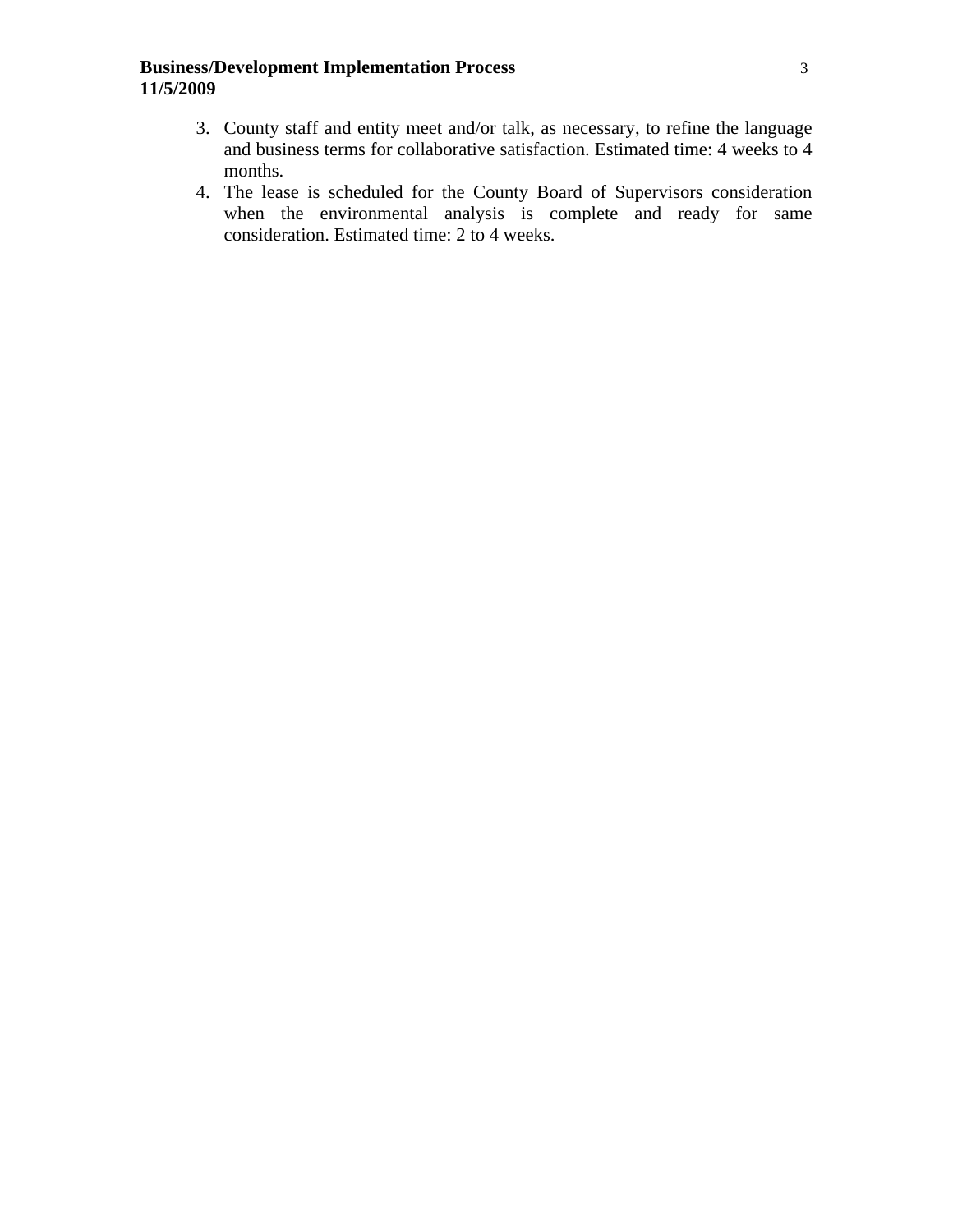3. County staff and entity meet and/or talk, as necessary, to refine the language and business terms for collaborative satisfaction. Estimated time: 4 weeks to 4 months.
4. The lease is scheduled for the County Board of Supervisors consideration when the environmental analysis is complete and ready for same consideration. Estimated time: 2 to 4 weeks.